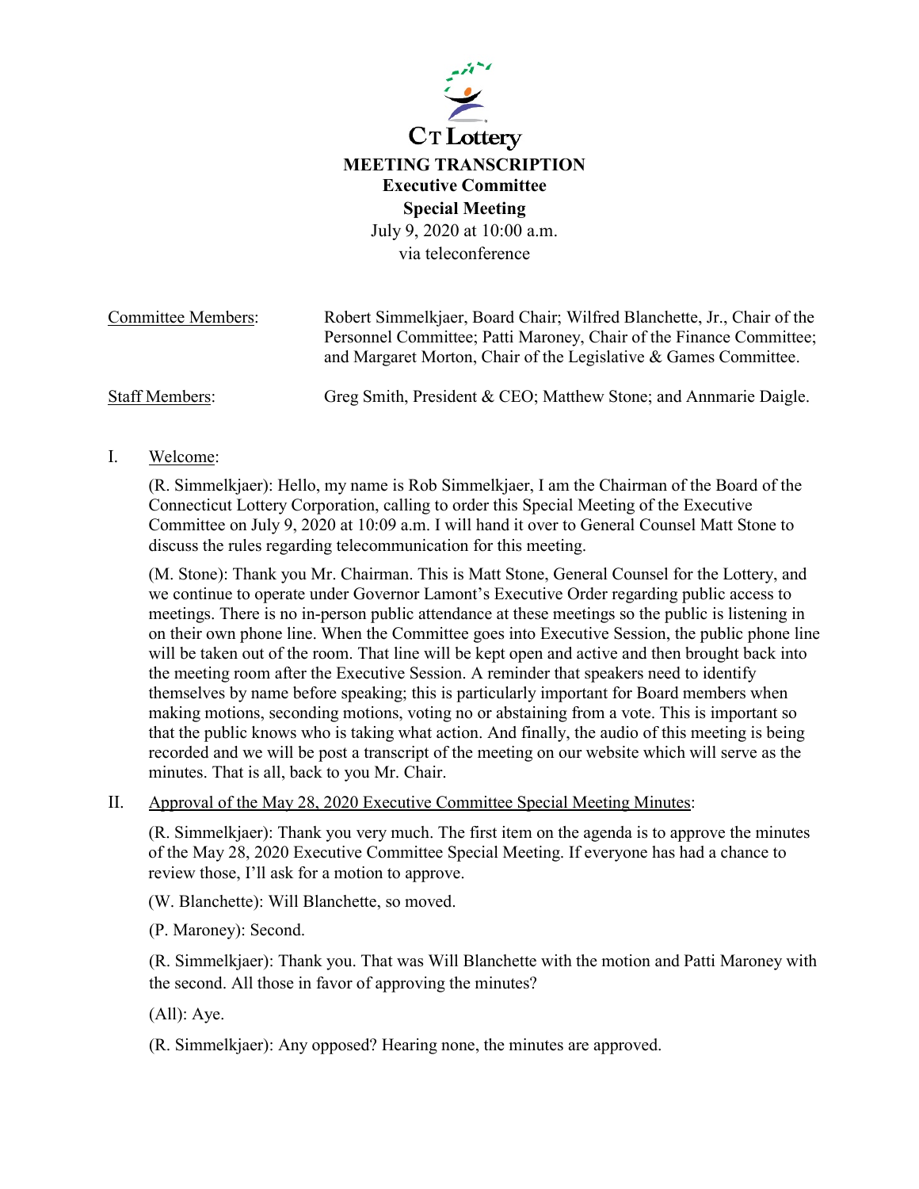CT Lottery

# MEETING TRANSCRIPTION

## Executive Committee

## Special Meeting

July 9, 2020 at 10:00 a.m.
via teleconference

Committee Members: Robert Simmelkjaer, Board Chair; Wilfred Blanchette, Jr., Chair of the Personnel Committee; Patti Maroney, Chair of the Finance Committee; and Margaret Morton, Chair of the Legislative & Games Committee.

Staff Members: Greg Smith, President & CEO; Matthew Stone; and Annmarie Daigle.

I. Welcome:

(R. Simmelkjaer): Hello, my name is Rob Simmelkjaer, I am the Chairman of the Board of the Connecticut Lottery Corporation, calling to order this Special Meeting of the Executive Committee on July 9, 2020 at 10:09 a.m. I will hand it over to General Counsel Matt Stone to discuss the rules regarding telecommunication for this meeting.

(M. Stone): Thank you Mr. Chairman. This is Matt Stone, General Counsel for the Lottery, and we continue to operate under Governor Lamont's Executive Order regarding public access to meetings. There is no in-person public attendance at these meetings so the public is listening in on their own phone line. When the Committee goes into Executive Session, the public phone line will be taken out of the room. That line will be kept open and active and then brought back into the meeting room after the Executive Session. A reminder that speakers need to identify themselves by name before speaking; this is particularly important for Board members when making motions, seconding motions, voting no or abstaining from a vote. This is important so that the public knows who is taking what action. And finally, the audio of this meeting is being recorded and we will be post a transcript of the meeting on our website which will serve as the minutes. That is all, back to you Mr. Chair.

II. Approval of the May 28, 2020 Executive Committee Special Meeting Minutes:

(R. Simmelkjaer): Thank you very much. The first item on the agenda is to approve the minutes of the May 28, 2020 Executive Committee Special Meeting. If everyone has had a chance to review those, I'll ask for a motion to approve.

(W. Blanchette): Will Blanchette, so moved.

(P. Maroney): Second.

(R. Simmelkjaer): Thank you. That was Will Blanchette with the motion and Patti Maroney with the second. All those in favor of approving the minutes?

(All): Aye.

(R. Simmelkjaer): Any opposed? Hearing none, the minutes are approved.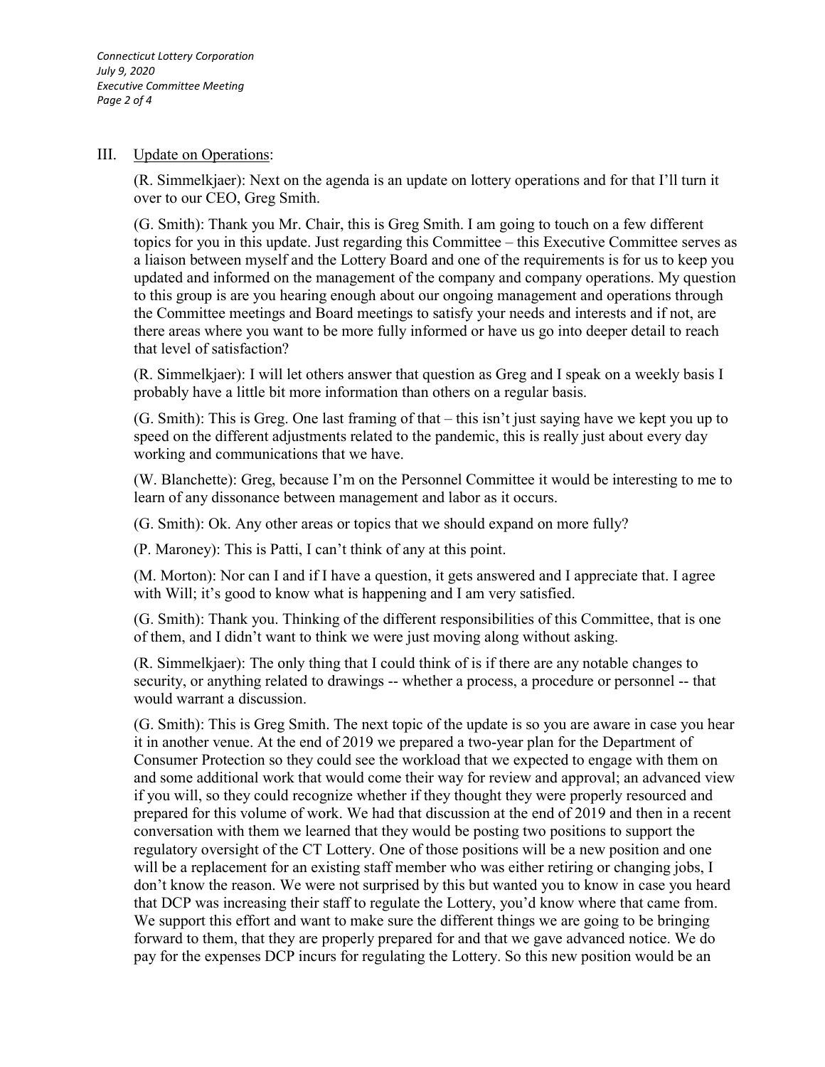III. Update on Operations:

(R. Simmelkjaer): Next on the agenda is an update on lottery operations and for that I'll turn it over to our CEO, Greg Smith.

(G. Smith): Thank you Mr. Chair, this is Greg Smith. I am going to touch on a few different topics for you in this update. Just regarding this Committee – this Executive Committee serves as a liaison between myself and the Lottery Board and one of the requirements is for us to keep you updated and informed on the management of the company and company operations. My question to this group is are you hearing enough about our ongoing management and operations through the Committee meetings and Board meetings to satisfy your needs and interests and if not, are there areas where you want to be more fully informed or have us go into deeper detail to reach that level of satisfaction?

(R. Simmelkjaer): I will let others answer that question as Greg and I speak on a weekly basis I probably have a little bit more information than others on a regular basis.

(G. Smith): This is Greg. One last framing of that – this isn't just saying have we kept you up to speed on the different adjustments related to the pandemic, this is really just about every day working and communications that we have.

(W. Blanchette): Greg, because I'm on the Personnel Committee it would be interesting to me to learn of any dissonance between management and labor as it occurs.

(G. Smith): Ok. Any other areas or topics that we should expand on more fully?

(P. Maroney): This is Patti, I can't think of any at this point.

(M. Morton): Nor can I and if I have a question, it gets answered and I appreciate that. I agree with Will; it's good to know what is happening and I am very satisfied.

(G. Smith): Thank you. Thinking of the different responsibilities of this Committee, that is one of them, and I didn't want to think we were just moving along without asking.

(R. Simmelkjaer): The only thing that I could think of is if there are any notable changes to security, or anything related to drawings -- whether a process, a procedure or personnel -- that would warrant a discussion.

(G. Smith): This is Greg Smith. The next topic of the update is so you are aware in case you hear it in another venue. At the end of 2019 we prepared a two-year plan for the Department of Consumer Protection so they could see the workload that we expected to engage with them on and some additional work that would come their way for review and approval; an advanced view if you will, so they could recognize whether if they thought they were properly resourced and prepared for this volume of work. We had that discussion at the end of 2019 and then in a recent conversation with them we learned that they would be posting two positions to support the regulatory oversight of the CT Lottery. One of those positions will be a new position and one will be a replacement for an existing staff member who was either retiring or changing jobs, I don't know the reason. We were not surprised by this but wanted you to know in case you heard that DCP was increasing their staff to regulate the Lottery, you'd know where that came from. We support this effort and want to make sure the different things we are going to be bringing forward to them, that they are properly prepared for and that we gave advanced notice. We do pay for the expenses DCP incurs for regulating the Lottery. So this new position would be an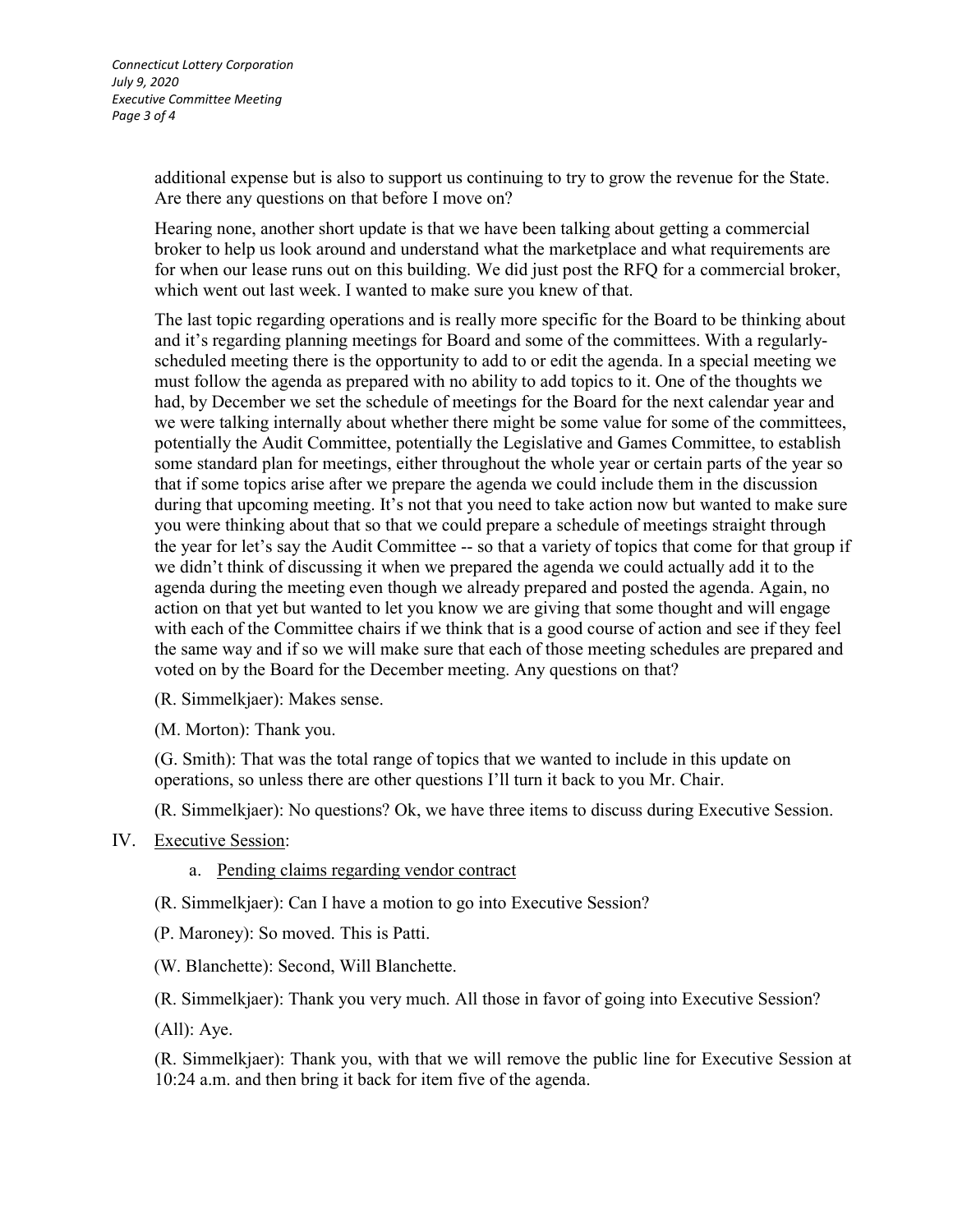additional expense but is also to support us continuing to try to grow the revenue for the State. Are there any questions on that before I move on?

Hearing none, another short update is that we have been talking about getting a commercial broker to help us look around and understand what the marketplace and what requirements are for when our lease runs out on this building. We did just post the RFQ for a commercial broker, which went out last week. I wanted to make sure you knew of that.

The last topic regarding operations and is really more specific for the Board to be thinking about and it's regarding planning meetings for Board and some of the committees. With a regularly-scheduled meeting there is the opportunity to add to or edit the agenda. In a special meeting we must follow the agenda as prepared with no ability to add topics to it. One of the thoughts we had, by December we set the schedule of meetings for the Board for the next calendar year and we were talking internally about whether there might be some value for some of the committees, potentially the Audit Committee, potentially the Legislative and Games Committee, to establish some standard plan for meetings, either throughout the whole year or certain parts of the year so that if some topics arise after we prepare the agenda we could include them in the discussion during that upcoming meeting. It's not that you need to take action now but wanted to make sure you were thinking about that so that we could prepare a schedule of meetings straight through the year for let's say the Audit Committee -- so that a variety of topics that come for that group if we didn't think of discussing it when we prepared the agenda we could actually add it to the agenda during the meeting even though we already prepared and posted the agenda. Again, no action on that yet but wanted to let you know we are giving that some thought and will engage with each of the Committee chairs if we think that is a good course of action and see if they feel the same way and if so we will make sure that each of those meeting schedules are prepared and voted on by the Board for the December meeting. Any questions on that?

(R. Simmelkjaer): Makes sense.

(M. Morton): Thank you.

(G. Smith): That was the total range of topics that we wanted to include in this update on operations, so unless there are other questions I'll turn it back to you Mr. Chair.

(R. Simmelkjaer): No questions? Ok, we have three items to discuss during Executive Session.

IV. <u>Executive Session</u>:

   a. <u>Pending claims regarding vendor contract</u>

(R. Simmelkjaer): Can I have a motion to go into Executive Session?

(P. Maroney): So moved. This is Patti.

(W. Blanchette): Second, Will Blanchette.

(R. Simmelkjaer): Thank you very much. All those in favor of going into Executive Session?

(All): Aye.

(R. Simmelkjaer): Thank you, with that we will remove the public line for Executive Session at 10:24 a.m. and then bring it back for item five of the agenda.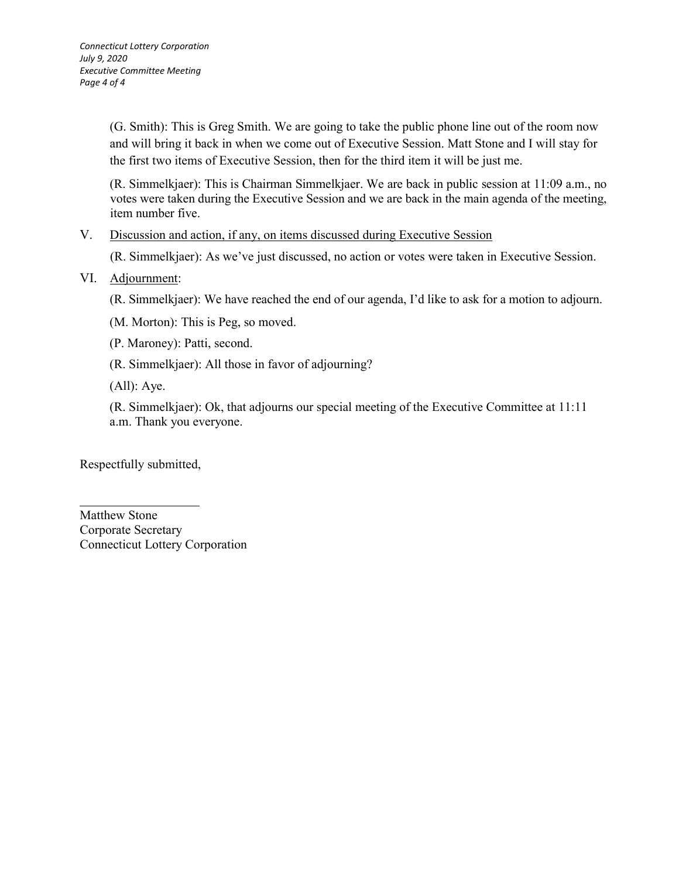(G. Smith): This is Greg Smith. We are going to take the public phone line out of the room now and will bring it back in when we come out of Executive Session. Matt Stone and I will stay for the first two items of Executive Session, then for the third item it will be just me.

(R. Simmelkjaer): This is Chairman Simmelkjaer. We are back in public session at 11:09 a.m., no votes were taken during the Executive Session and we are back in the main agenda of the meeting, item number five.

V. <u>Discussion and action, if any, on items discussed during Executive Session</u>

(R. Simmelkjaer): As we've just discussed, no action or votes were taken in Executive Session.

VI. <u>Adjournment</u>:

(R. Simmelkjaer): We have reached the end of our agenda, I'd like to ask for a motion to adjourn.

(M. Morton): This is Peg, so moved.

(P. Maroney): Patti, second.

(R. Simmelkjaer): All those in favor of adjourning?

(All): Aye.

(R. Simmelkjaer): Ok, that adjourns our special meeting of the Executive Committee at 11:11 a.m. Thank you everyone.

Respectfully submitted,

\_\_\_\_\_\_\_\_\_\_\_\_\_\_\_\_\_\_\_\_

Matthew Stone
Corporate Secretary
Connecticut Lottery Corporation